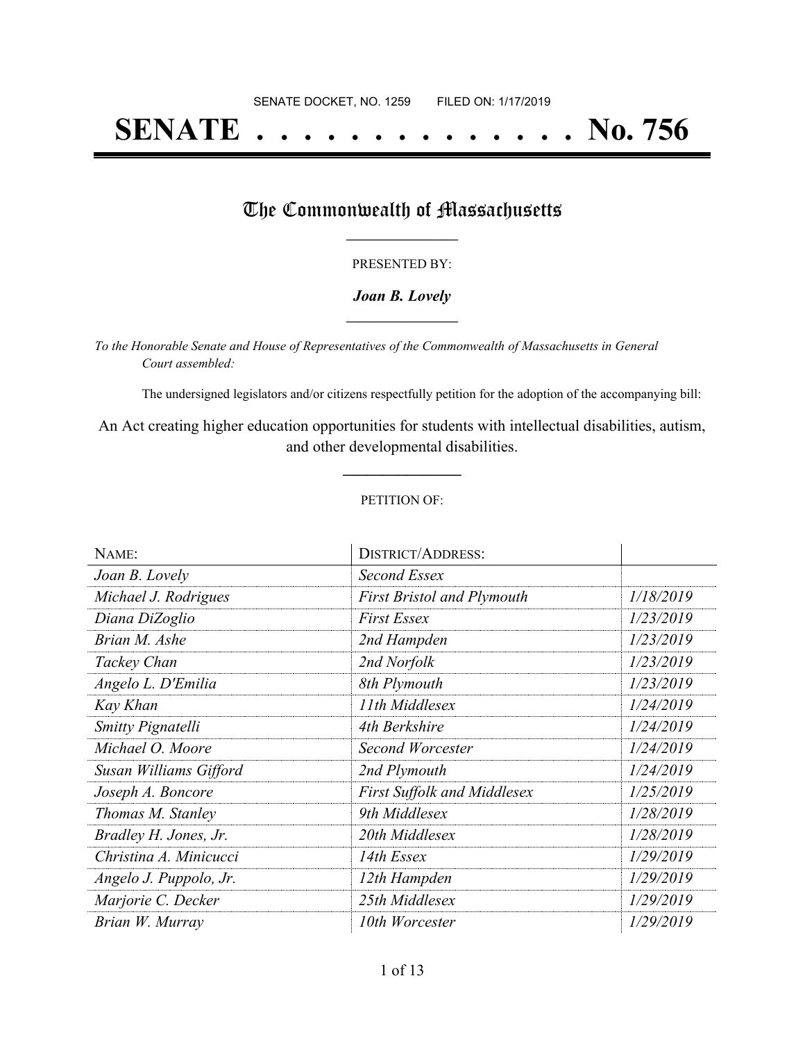SENATE DOCKET, NO. 1259        FILED ON: 1/17/2019

# SENATE . . . . . . . . . . . . . . . No. 756

## The Commonwealth of Massachusetts

PRESENTED BY:

***Joan B. Lovely***

*To the Honorable Senate and House of Representatives of the Commonwealth of Massachusetts in General Court assembled:*

The undersigned legislators and/or citizens respectfully petition for the adoption of the accompanying bill:

An Act creating higher education opportunities for students with intellectual disabilities, autism, and other developmental disabilities.

PETITION OF:

| NAME: | DISTRICT/ADDRESS: | |
|---|---|---|
| *Joan B. Lovely* | *Second Essex* | |
| *Michael J. Rodrigues* | *First Bristol and Plymouth* | *1/18/2019* |
| *Diana DiZoglio* | *First Essex* | *1/23/2019* |
| *Brian M. Ashe* | *2nd Hampden* | *1/23/2019* |
| *Tackey Chan* | *2nd Norfolk* | *1/23/2019* |
| *Angelo L. D'Emilia* | *8th Plymouth* | *1/23/2019* |
| *Kay Khan* | *11th Middlesex* | *1/24/2019* |
| *Smitty Pignatelli* | *4th Berkshire* | *1/24/2019* |
| *Michael O. Moore* | *Second Worcester* | *1/24/2019* |
| *Susan Williams Gifford* | *2nd Plymouth* | *1/24/2019* |
| *Joseph A. Boncore* | *First Suffolk and Middlesex* | *1/25/2019* |
| *Thomas M. Stanley* | *9th Middlesex* | *1/28/2019* |
| *Bradley H. Jones, Jr.* | *20th Middlesex* | *1/28/2019* |
| *Christina A. Minicucci* | *14th Essex* | *1/29/2019* |
| *Angelo J. Puppolo, Jr.* | *12th Hampden* | *1/29/2019* |
| *Marjorie C. Decker* | *25th Middlesex* | *1/29/2019* |
| *Brian W. Murray* | *10th Worcester* | *1/29/2019* |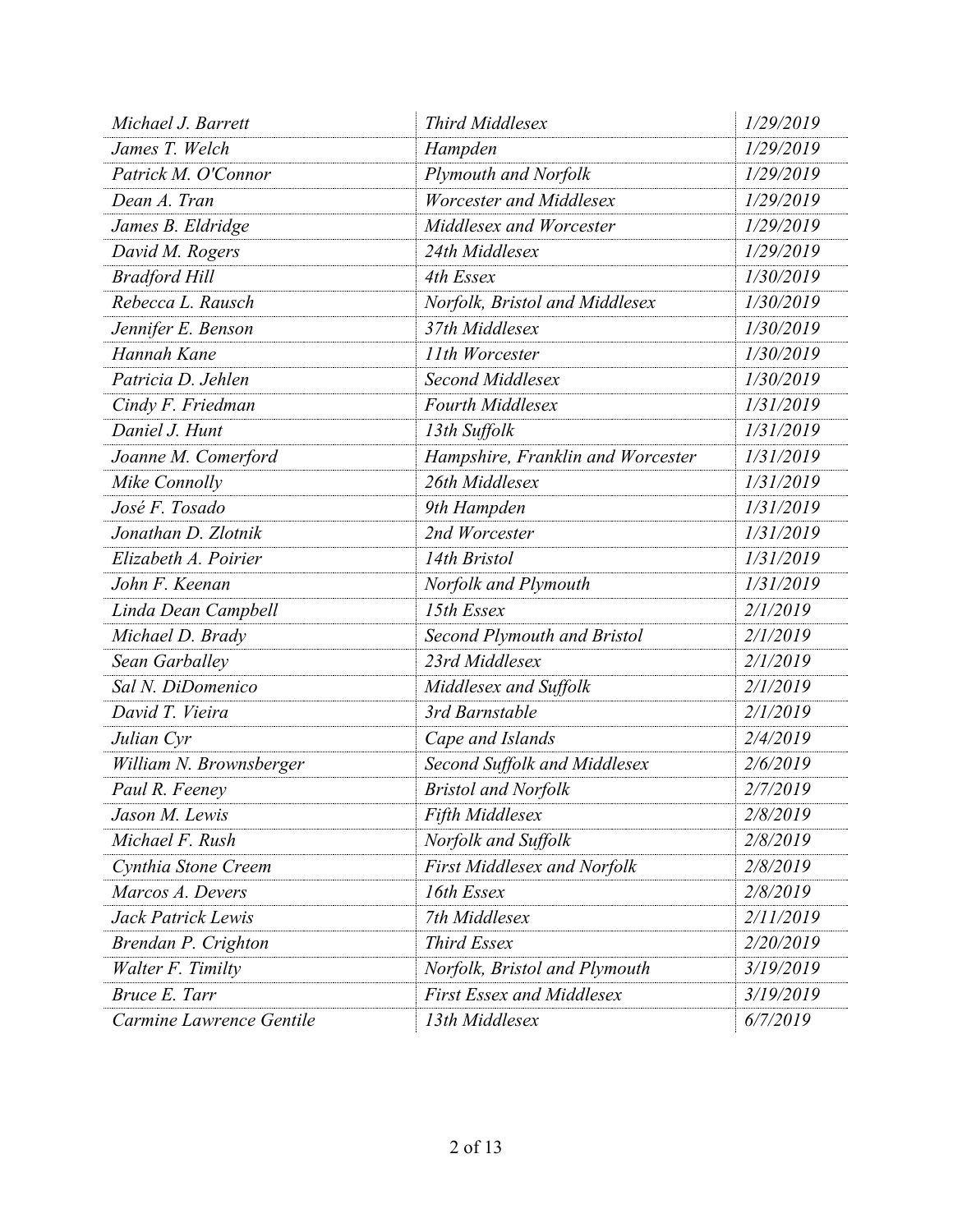| | | |
|---|---|---|
| *Michael J. Barrett* | *Third Middlesex* | *1/29/2019* |
| *James T. Welch* | *Hampden* | *1/29/2019* |
| *Patrick M. O'Connor* | *Plymouth and Norfolk* | *1/29/2019* |
| *Dean A. Tran* | *Worcester and Middlesex* | *1/29/2019* |
| *James B. Eldridge* | *Middlesex and Worcester* | *1/29/2019* |
| *David M. Rogers* | *24th Middlesex* | *1/29/2019* |
| *Bradford Hill* | *4th Essex* | *1/30/2019* |
| *Rebecca L. Rausch* | *Norfolk, Bristol and Middlesex* | *1/30/2019* |
| *Jennifer E. Benson* | *37th Middlesex* | *1/30/2019* |
| *Hannah Kane* | *11th Worcester* | *1/30/2019* |
| *Patricia D. Jehlen* | *Second Middlesex* | *1/30/2019* |
| *Cindy F. Friedman* | *Fourth Middlesex* | *1/31/2019* |
| *Daniel J. Hunt* | *13th Suffolk* | *1/31/2019* |
| *Joanne M. Comerford* | *Hampshire, Franklin and Worcester* | *1/31/2019* |
| *Mike Connolly* | *26th Middlesex* | *1/31/2019* |
| *José F. Tosado* | *9th Hampden* | *1/31/2019* |
| *Jonathan D. Zlotnik* | *2nd Worcester* | *1/31/2019* |
| *Elizabeth A. Poirier* | *14th Bristol* | *1/31/2019* |
| *John F. Keenan* | *Norfolk and Plymouth* | *1/31/2019* |
| *Linda Dean Campbell* | *15th Essex* | *2/1/2019* |
| *Michael D. Brady* | *Second Plymouth and Bristol* | *2/1/2019* |
| *Sean Garballey* | *23rd Middlesex* | *2/1/2019* |
| *Sal N. DiDomenico* | *Middlesex and Suffolk* | *2/1/2019* |
| *David T. Vieira* | *3rd Barnstable* | *2/1/2019* |
| *Julian Cyr* | *Cape and Islands* | *2/4/2019* |
| *William N. Brownsberger* | *Second Suffolk and Middlesex* | *2/6/2019* |
| *Paul R. Feeney* | *Bristol and Norfolk* | *2/7/2019* |
| *Jason M. Lewis* | *Fifth Middlesex* | *2/8/2019* |
| *Michael F. Rush* | *Norfolk and Suffolk* | *2/8/2019* |
| *Cynthia Stone Creem* | *First Middlesex and Norfolk* | *2/8/2019* |
| *Marcos A. Devers* | *16th Essex* | *2/8/2019* |
| *Jack Patrick Lewis* | *7th Middlesex* | *2/11/2019* |
| *Brendan P. Crighton* | *Third Essex* | *2/20/2019* |
| *Walter F. Timilty* | *Norfolk, Bristol and Plymouth* | *3/19/2019* |
| *Bruce E. Tarr* | *First Essex and Middlesex* | *3/19/2019* |
| *Carmine Lawrence Gentile* | *13th Middlesex* | *6/7/2019* |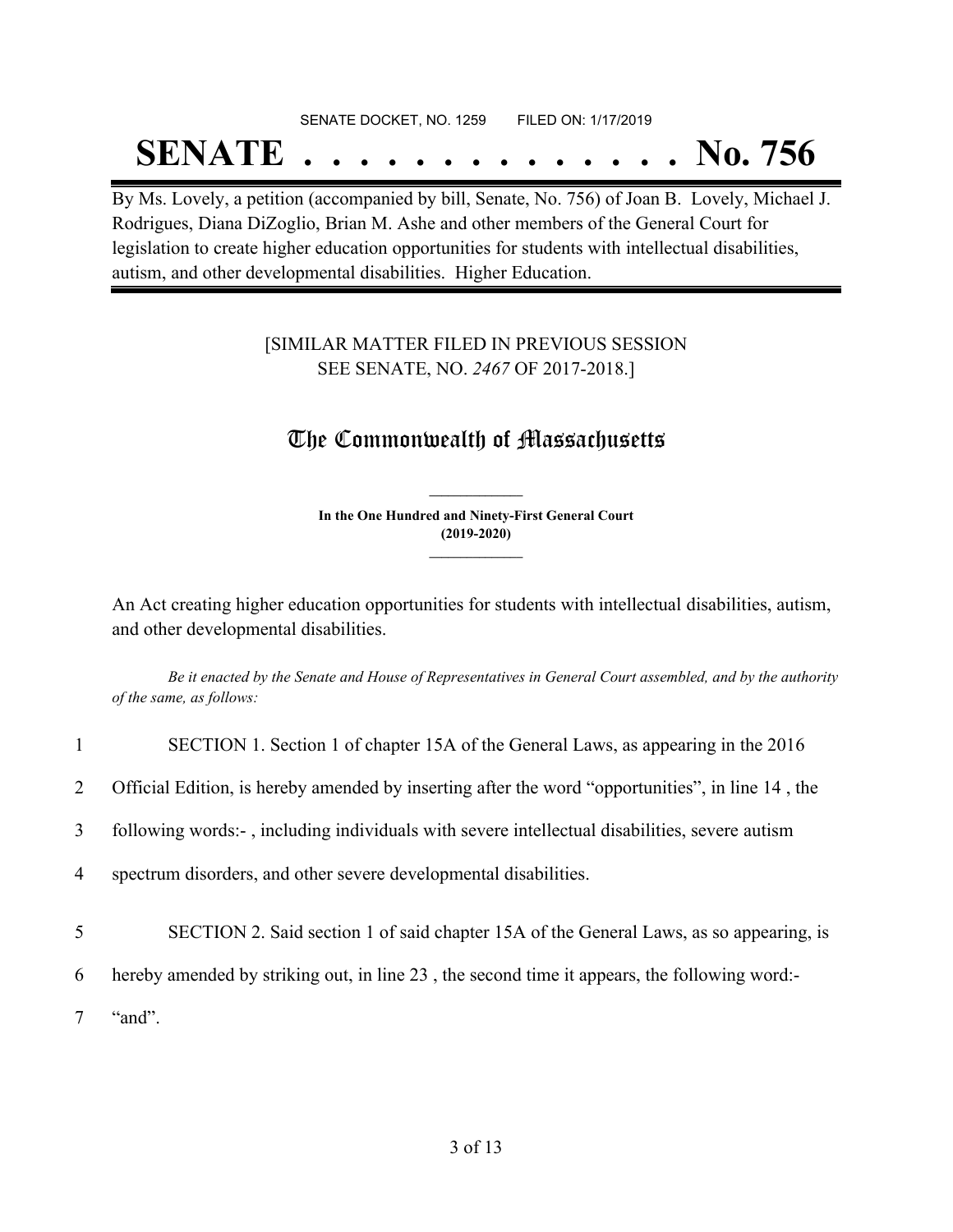SENATE DOCKET, NO. 1259 FILED ON: 1/17/2019

# SENATE . . . . . . . . . . . . . . No. 756

By Ms. Lovely, a petition (accompanied by bill, Senate, No. 756) of Joan B. Lovely, Michael J. Rodrigues, Diana DiZoglio, Brian M. Ashe and other members of the General Court for legislation to create higher education opportunities for students with intellectual disabilities, autism, and other developmental disabilities. Higher Education.

[SIMILAR MATTER FILED IN PREVIOUS SESSION SEE SENATE, NO. *2467* OF 2017-2018.]

## The Commonwealth of Massachusetts

**In the One Hundred and Ninety-First General Court (2019-2020)**

An Act creating higher education opportunities for students with intellectual disabilities, autism, and other developmental disabilities.

*Be it enacted by the Senate and House of Representatives in General Court assembled, and by the authority of the same, as follows:*

1 SECTION 1. Section 1 of chapter 15A of the General Laws, as appearing in the 2016
2 Official Edition, is hereby amended by inserting after the word "opportunities", in line 14 , the
3 following words:- , including individuals with severe intellectual disabilities, severe autism
4 spectrum disorders, and other severe developmental disabilities.

5 SECTION 2. Said section 1 of said chapter 15A of the General Laws, as so appearing, is
6 hereby amended by striking out, in line 23 , the second time it appears, the following word:-
7 "and".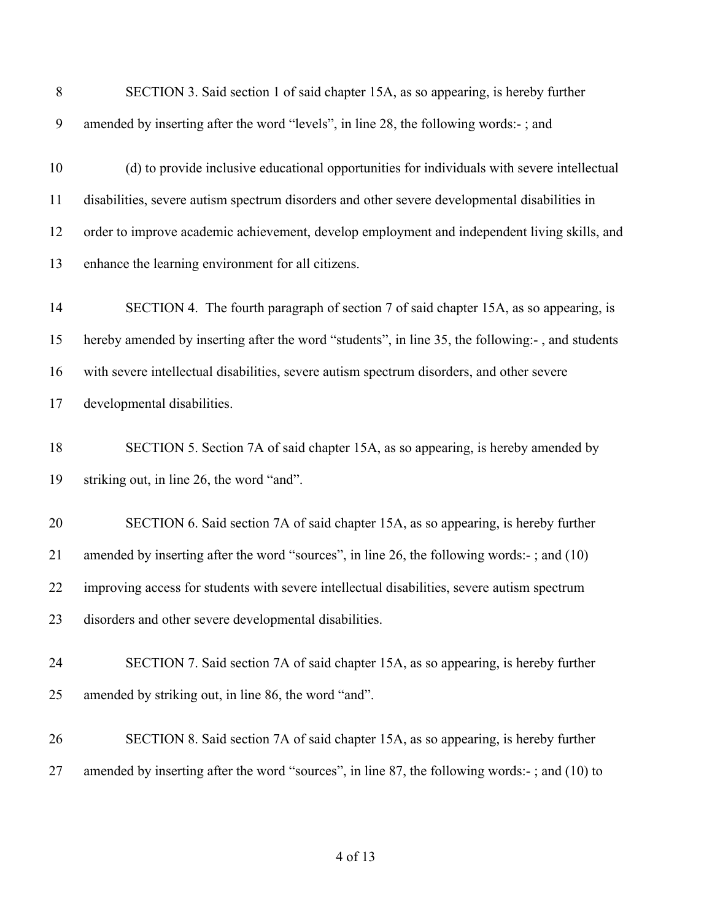SECTION 3. Said section 1 of said chapter 15A, as so appearing, is hereby further amended by inserting after the word "levels", in line 28, the following words:- ; and

(d) to provide inclusive educational opportunities for individuals with severe intellectual disabilities, severe autism spectrum disorders and other severe developmental disabilities in order to improve academic achievement, develop employment and independent living skills, and enhance the learning environment for all citizens.

SECTION 4. The fourth paragraph of section 7 of said chapter 15A, as so appearing, is hereby amended by inserting after the word "students", in line 35, the following:- , and students with severe intellectual disabilities, severe autism spectrum disorders, and other severe developmental disabilities.

SECTION 5. Section 7A of said chapter 15A, as so appearing, is hereby amended by striking out, in line 26, the word "and".

SECTION 6. Said section 7A of said chapter 15A, as so appearing, is hereby further amended by inserting after the word "sources", in line 26, the following words:- ; and (10) improving access for students with severe intellectual disabilities, severe autism spectrum disorders and other severe developmental disabilities.

SECTION 7. Said section 7A of said chapter 15A, as so appearing, is hereby further amended by striking out, in line 86, the word "and".

SECTION 8. Said section 7A of said chapter 15A, as so appearing, is hereby further amended by inserting after the word "sources", in line 87, the following words:- ; and (10) to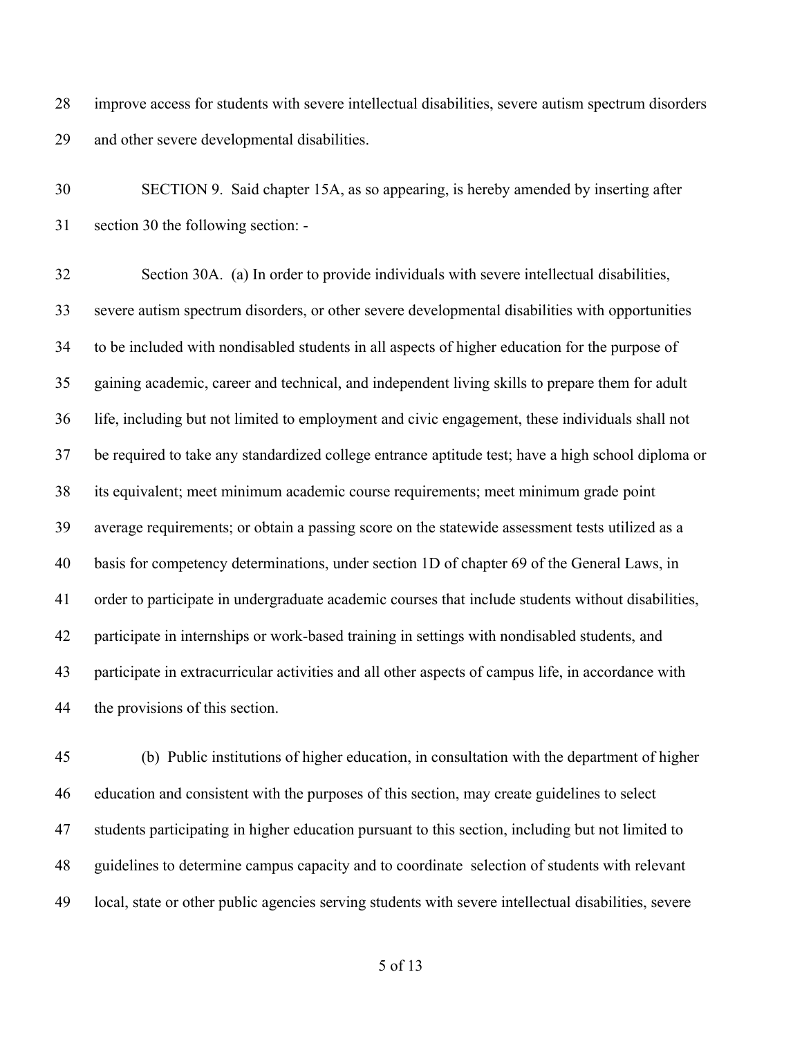improve access for students with severe intellectual disabilities, severe autism spectrum disorders and other severe developmental disabilities.

SECTION 9. Said chapter 15A, as so appearing, is hereby amended by inserting after section 30 the following section: -

Section 30A. (a) In order to provide individuals with severe intellectual disabilities, severe autism spectrum disorders, or other severe developmental disabilities with opportunities to be included with nondisabled students in all aspects of higher education for the purpose of gaining academic, career and technical, and independent living skills to prepare them for adult life, including but not limited to employment and civic engagement, these individuals shall not be required to take any standardized college entrance aptitude test; have a high school diploma or its equivalent; meet minimum academic course requirements; meet minimum grade point average requirements; or obtain a passing score on the statewide assessment tests utilized as a basis for competency determinations, under section 1D of chapter 69 of the General Laws, in order to participate in undergraduate academic courses that include students without disabilities, participate in internships or work-based training in settings with nondisabled students, and participate in extracurricular activities and all other aspects of campus life, in accordance with the provisions of this section.

(b) Public institutions of higher education, in consultation with the department of higher education and consistent with the purposes of this section, may create guidelines to select students participating in higher education pursuant to this section, including but not limited to guidelines to determine campus capacity and to coordinate selection of students with relevant local, state or other public agencies serving students with severe intellectual disabilities, severe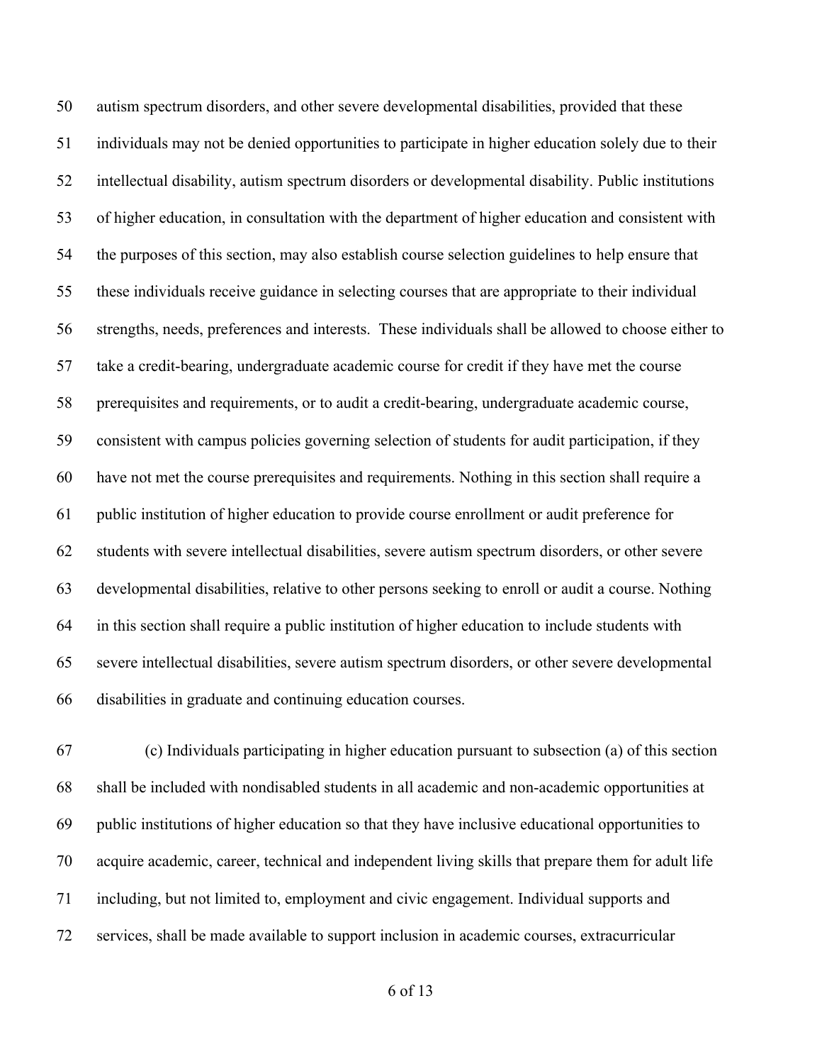autism spectrum disorders, and other severe developmental disabilities, provided that these individuals may not be denied opportunities to participate in higher education solely due to their intellectual disability, autism spectrum disorders or developmental disability. Public institutions of higher education, in consultation with the department of higher education and consistent with the purposes of this section, may also establish course selection guidelines to help ensure that these individuals receive guidance in selecting courses that are appropriate to their individual strengths, needs, preferences and interests. These individuals shall be allowed to choose either to take a credit-bearing, undergraduate academic course for credit if they have met the course prerequisites and requirements, or to audit a credit-bearing, undergraduate academic course, consistent with campus policies governing selection of students for audit participation, if they have not met the course prerequisites and requirements. Nothing in this section shall require a public institution of higher education to provide course enrollment or audit preference for students with severe intellectual disabilities, severe autism spectrum disorders, or other severe developmental disabilities, relative to other persons seeking to enroll or audit a course. Nothing in this section shall require a public institution of higher education to include students with severe intellectual disabilities, severe autism spectrum disorders, or other severe developmental disabilities in graduate and continuing education courses.

(c) Individuals participating in higher education pursuant to subsection (a) of this section shall be included with nondisabled students in all academic and non-academic opportunities at public institutions of higher education so that they have inclusive educational opportunities to acquire academic, career, technical and independent living skills that prepare them for adult life including, but not limited to, employment and civic engagement. Individual supports and services, shall be made available to support inclusion in academic courses, extracurricular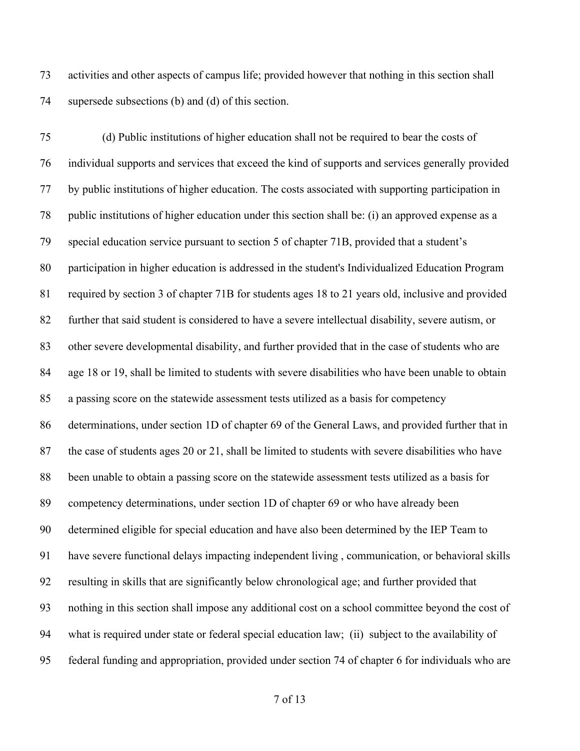activities and other aspects of campus life; provided however that nothing in this section shall supersede subsections (b) and (d) of this section.

(d) Public institutions of higher education shall not be required to bear the costs of individual supports and services that exceed the kind of supports and services generally provided by public institutions of higher education. The costs associated with supporting participation in public institutions of higher education under this section shall be: (i) an approved expense as a special education service pursuant to section 5 of chapter 71B, provided that a student's participation in higher education is addressed in the student's Individualized Education Program required by section 3 of chapter 71B for students ages 18 to 21 years old, inclusive and provided further that said student is considered to have a severe intellectual disability, severe autism, or other severe developmental disability, and further provided that in the case of students who are age 18 or 19, shall be limited to students with severe disabilities who have been unable to obtain a passing score on the statewide assessment tests utilized as a basis for competency determinations, under section 1D of chapter 69 of the General Laws, and provided further that in the case of students ages 20 or 21, shall be limited to students with severe disabilities who have been unable to obtain a passing score on the statewide assessment tests utilized as a basis for competency determinations, under section 1D of chapter 69 or who have already been determined eligible for special education and have also been determined by the IEP Team to have severe functional delays impacting independent living , communication, or behavioral skills resulting in skills that are significantly below chronological age; and further provided that nothing in this section shall impose any additional cost on a school committee beyond the cost of what is required under state or federal special education law; (ii) subject to the availability of federal funding and appropriation, provided under section 74 of chapter 6 for individuals who are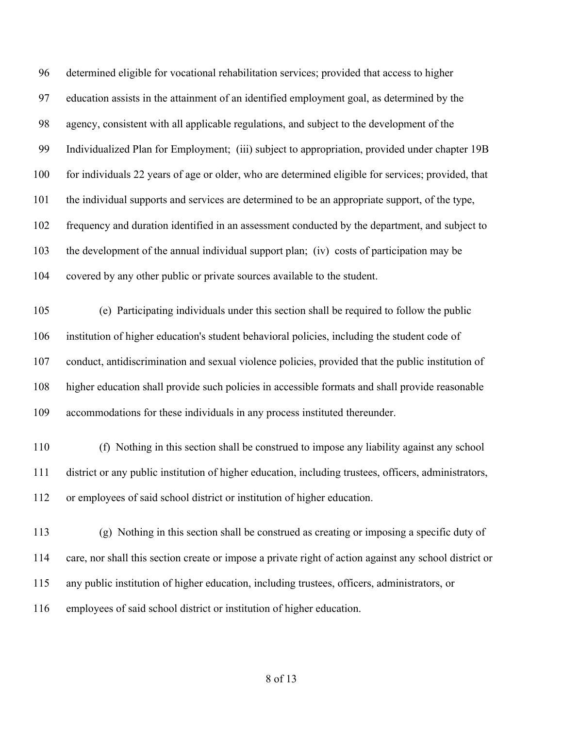determined eligible for vocational rehabilitation services; provided that access to higher education assists in the attainment of an identified employment goal, as determined by the agency, consistent with all applicable regulations, and subject to the development of the Individualized Plan for Employment; (iii) subject to appropriation, provided under chapter 19B for individuals 22 years of age or older, who are determined eligible for services; provided, that the individual supports and services are determined to be an appropriate support, of the type, frequency and duration identified in an assessment conducted by the department, and subject to the development of the annual individual support plan; (iv) costs of participation may be covered by any other public or private sources available to the student.

(e) Participating individuals under this section shall be required to follow the public institution of higher education's student behavioral policies, including the student code of conduct, antidiscrimination and sexual violence policies, provided that the public institution of higher education shall provide such policies in accessible formats and shall provide reasonable accommodations for these individuals in any process instituted thereunder.

(f) Nothing in this section shall be construed to impose any liability against any school district or any public institution of higher education, including trustees, officers, administrators, or employees of said school district or institution of higher education.

(g) Nothing in this section shall be construed as creating or imposing a specific duty of care, nor shall this section create or impose a private right of action against any school district or any public institution of higher education, including trustees, officers, administrators, or employees of said school district or institution of higher education.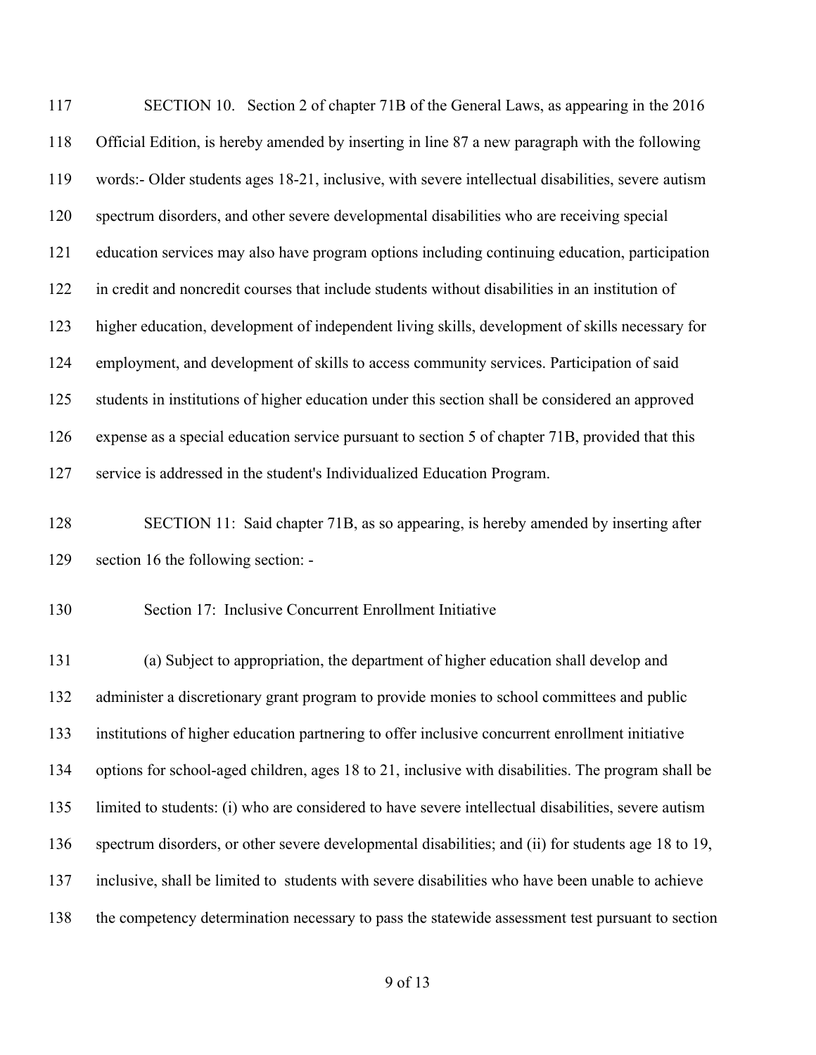117 SECTION 10. Section 2 of chapter 71B of the General Laws, as appearing in the 2016
118 Official Edition, is hereby amended by inserting in line 87 a new paragraph with the following
119 words:- Older students ages 18-21, inclusive, with severe intellectual disabilities, severe autism
120 spectrum disorders, and other severe developmental disabilities who are receiving special
121 education services may also have program options including continuing education, participation
122 in credit and noncredit courses that include students without disabilities in an institution of
123 higher education, development of independent living skills, development of skills necessary for
124 employment, and development of skills to access community services. Participation of said
125 students in institutions of higher education under this section shall be considered an approved
126 expense as a special education service pursuant to section 5 of chapter 71B, provided that this
127 service is addressed in the student's Individualized Education Program.

128 SECTION 11: Said chapter 71B, as so appearing, is hereby amended by inserting after
129 section 16 the following section: -

130 Section 17: Inclusive Concurrent Enrollment Initiative

131 (a) Subject to appropriation, the department of higher education shall develop and
132 administer a discretionary grant program to provide monies to school committees and public
133 institutions of higher education partnering to offer inclusive concurrent enrollment initiative
134 options for school-aged children, ages 18 to 21, inclusive with disabilities. The program shall be
135 limited to students: (i) who are considered to have severe intellectual disabilities, severe autism
136 spectrum disorders, or other severe developmental disabilities; and (ii) for students age 18 to 19,
137 inclusive, shall be limited to students with severe disabilities who have been unable to achieve
138 the competency determination necessary to pass the statewide assessment test pursuant to section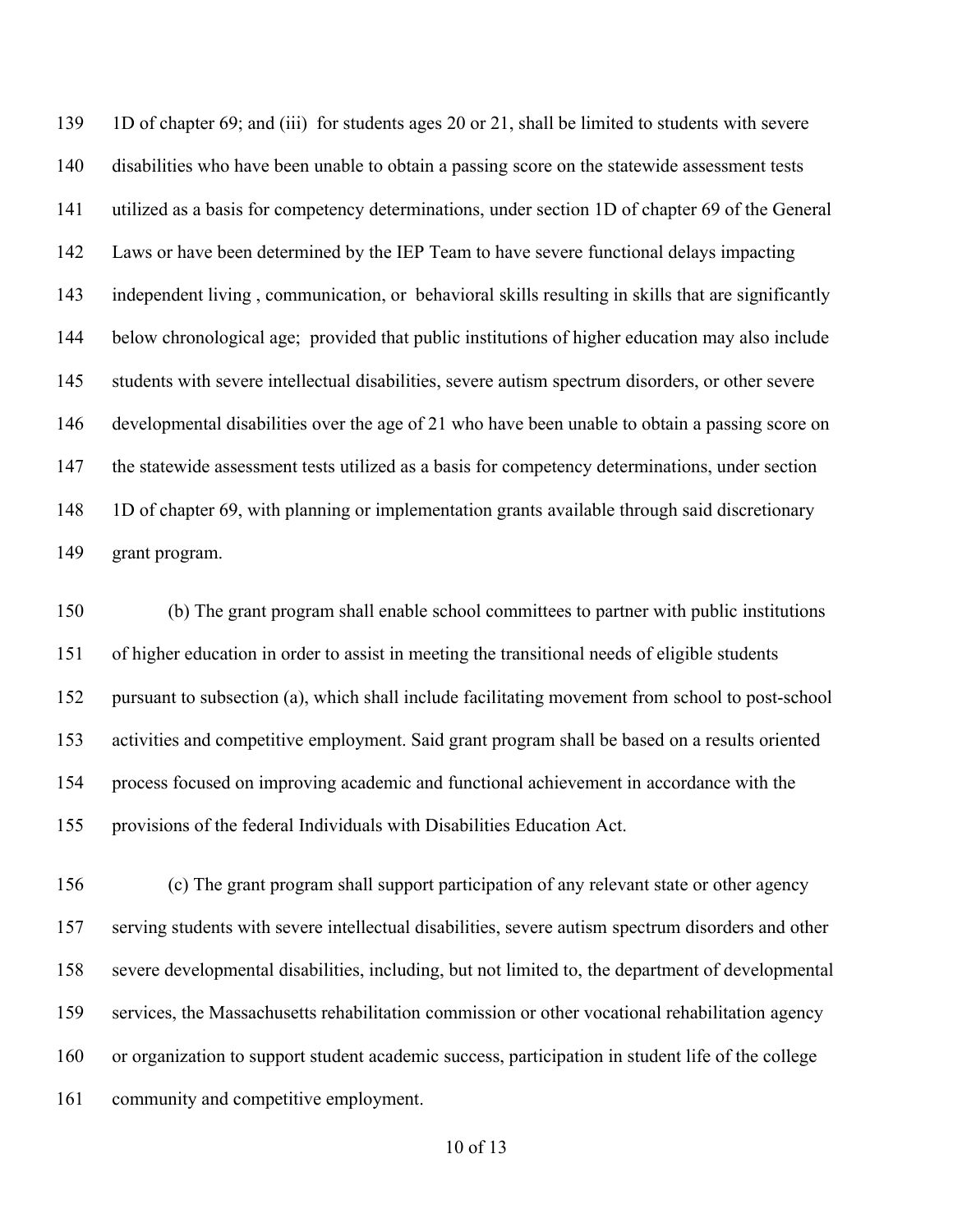1D of chapter 69; and (iii) for students ages 20 or 21, shall be limited to students with severe disabilities who have been unable to obtain a passing score on the statewide assessment tests utilized as a basis for competency determinations, under section 1D of chapter 69 of the General Laws or have been determined by the IEP Team to have severe functional delays impacting independent living , communication, or behavioral skills resulting in skills that are significantly below chronological age; provided that public institutions of higher education may also include students with severe intellectual disabilities, severe autism spectrum disorders, or other severe developmental disabilities over the age of 21 who have been unable to obtain a passing score on the statewide assessment tests utilized as a basis for competency determinations, under section 1D of chapter 69, with planning or implementation grants available through said discretionary grant program.

(b) The grant program shall enable school committees to partner with public institutions of higher education in order to assist in meeting the transitional needs of eligible students pursuant to subsection (a), which shall include facilitating movement from school to post-school activities and competitive employment. Said grant program shall be based on a results oriented process focused on improving academic and functional achievement in accordance with the provisions of the federal Individuals with Disabilities Education Act.

(c) The grant program shall support participation of any relevant state or other agency serving students with severe intellectual disabilities, severe autism spectrum disorders and other severe developmental disabilities, including, but not limited to, the department of developmental services, the Massachusetts rehabilitation commission or other vocational rehabilitation agency or organization to support student academic success, participation in student life of the college community and competitive employment.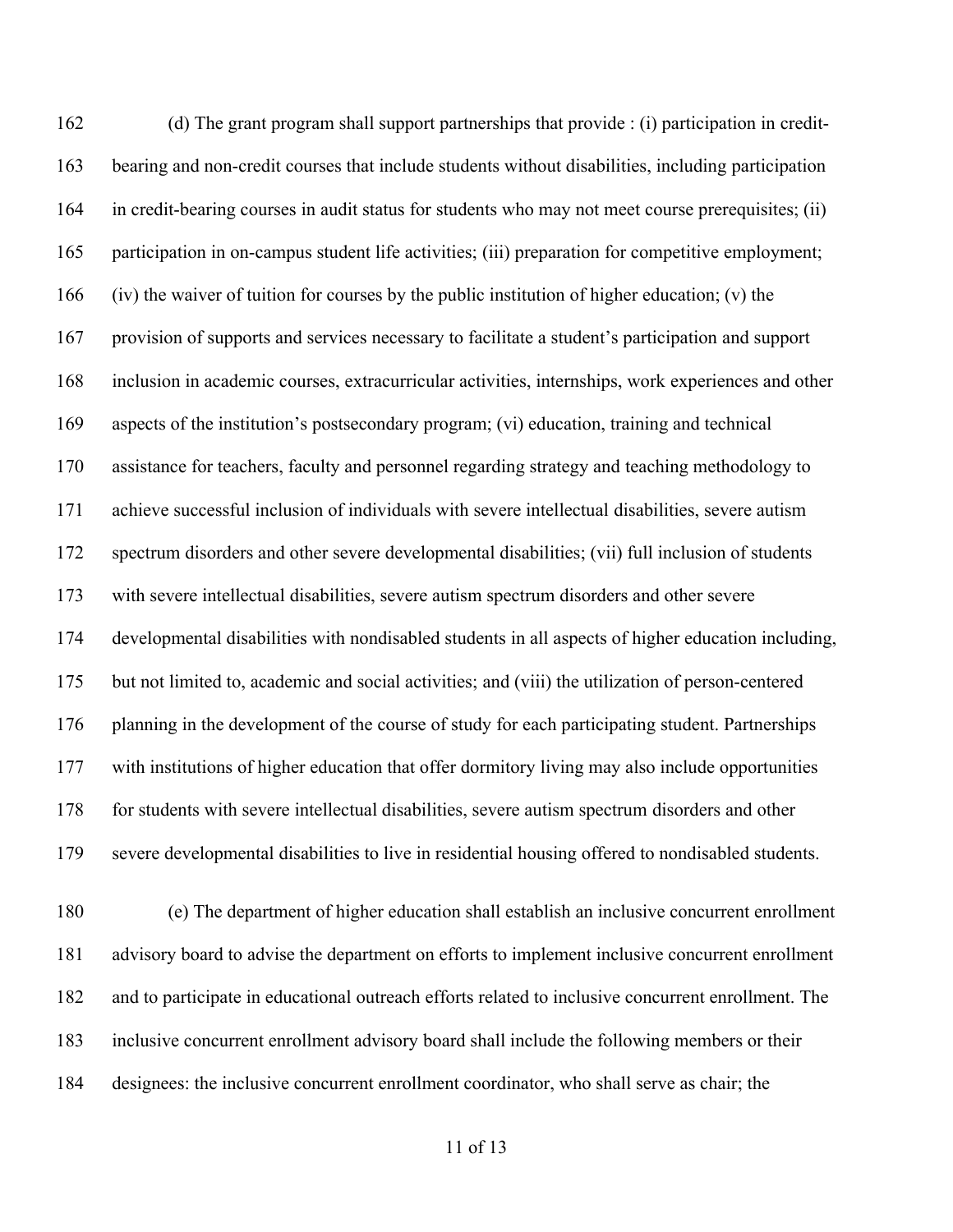(d) The grant program shall support partnerships that provide : (i) participation in credit-bearing and non-credit courses that include students without disabilities, including participation in credit-bearing courses in audit status for students who may not meet course prerequisites; (ii) participation in on-campus student life activities; (iii) preparation for competitive employment; (iv) the waiver of tuition for courses by the public institution of higher education; (v) the provision of supports and services necessary to facilitate a student's participation and support inclusion in academic courses, extracurricular activities, internships, work experiences and other aspects of the institution's postsecondary program; (vi) education, training and technical assistance for teachers, faculty and personnel regarding strategy and teaching methodology to achieve successful inclusion of individuals with severe intellectual disabilities, severe autism spectrum disorders and other severe developmental disabilities; (vii) full inclusion of students with severe intellectual disabilities, severe autism spectrum disorders and other severe developmental disabilities with nondisabled students in all aspects of higher education including, but not limited to, academic and social activities; and (viii) the utilization of person-centered planning in the development of the course of study for each participating student. Partnerships with institutions of higher education that offer dormitory living may also include opportunities for students with severe intellectual disabilities, severe autism spectrum disorders and other severe developmental disabilities to live in residential housing offered to nondisabled students.

(e) The department of higher education shall establish an inclusive concurrent enrollment advisory board to advise the department on efforts to implement inclusive concurrent enrollment and to participate in educational outreach efforts related to inclusive concurrent enrollment. The inclusive concurrent enrollment advisory board shall include the following members or their designees: the inclusive concurrent enrollment coordinator, who shall serve as chair; the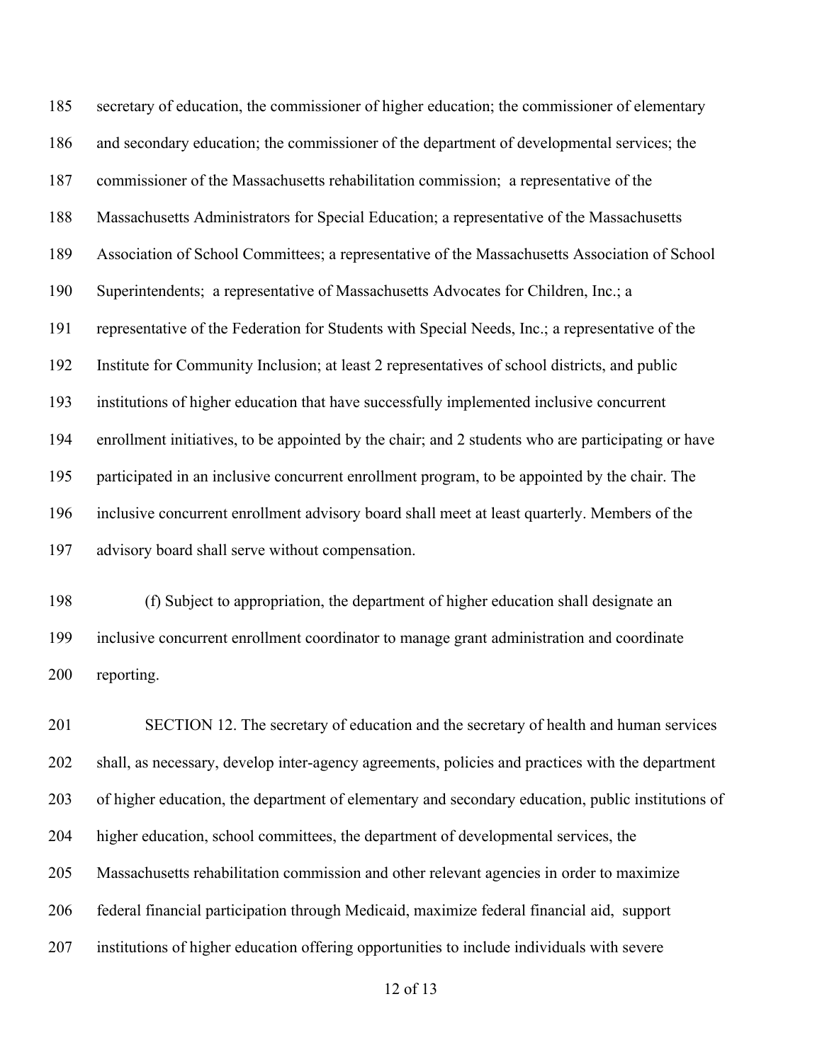secretary of education, the commissioner of higher education; the commissioner of elementary and secondary education; the commissioner of the department of developmental services; the commissioner of the Massachusetts rehabilitation commission; a representative of the Massachusetts Administrators for Special Education; a representative of the Massachusetts Association of School Committees; a representative of the Massachusetts Association of School Superintendents; a representative of Massachusetts Advocates for Children, Inc.; a representative of the Federation for Students with Special Needs, Inc.; a representative of the Institute for Community Inclusion; at least 2 representatives of school districts, and public institutions of higher education that have successfully implemented inclusive concurrent enrollment initiatives, to be appointed by the chair; and 2 students who are participating or have participated in an inclusive concurrent enrollment program, to be appointed by the chair. The inclusive concurrent enrollment advisory board shall meet at least quarterly. Members of the advisory board shall serve without compensation.

(f) Subject to appropriation, the department of higher education shall designate an inclusive concurrent enrollment coordinator to manage grant administration and coordinate reporting.

SECTION 12. The secretary of education and the secretary of health and human services shall, as necessary, develop inter-agency agreements, policies and practices with the department of higher education, the department of elementary and secondary education, public institutions of higher education, school committees, the department of developmental services, the Massachusetts rehabilitation commission and other relevant agencies in order to maximize federal financial participation through Medicaid, maximize federal financial aid, support institutions of higher education offering opportunities to include individuals with severe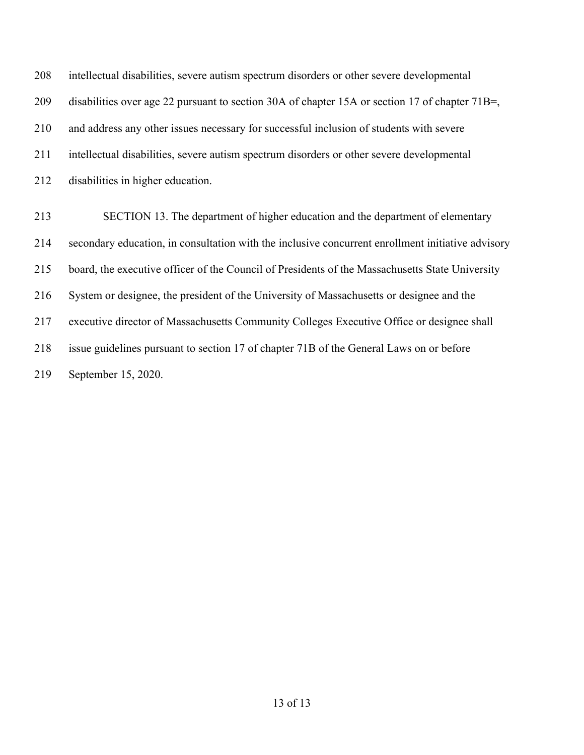intellectual disabilities, severe autism spectrum disorders or other severe developmental disabilities over age 22 pursuant to section 30A of chapter 15A or section 17 of chapter 71B=, and address any other issues necessary for successful inclusion of students with severe intellectual disabilities, severe autism spectrum disorders or other severe developmental disabilities in higher education.

SECTION 13. The department of higher education and the department of elementary secondary education, in consultation with the inclusive concurrent enrollment initiative advisory board, the executive officer of the Council of Presidents of the Massachusetts State University System or designee, the president of the University of Massachusetts or designee and the executive director of Massachusetts Community Colleges Executive Office or designee shall issue guidelines pursuant to section 17 of chapter 71B of the General Laws on or before September 15, 2020.